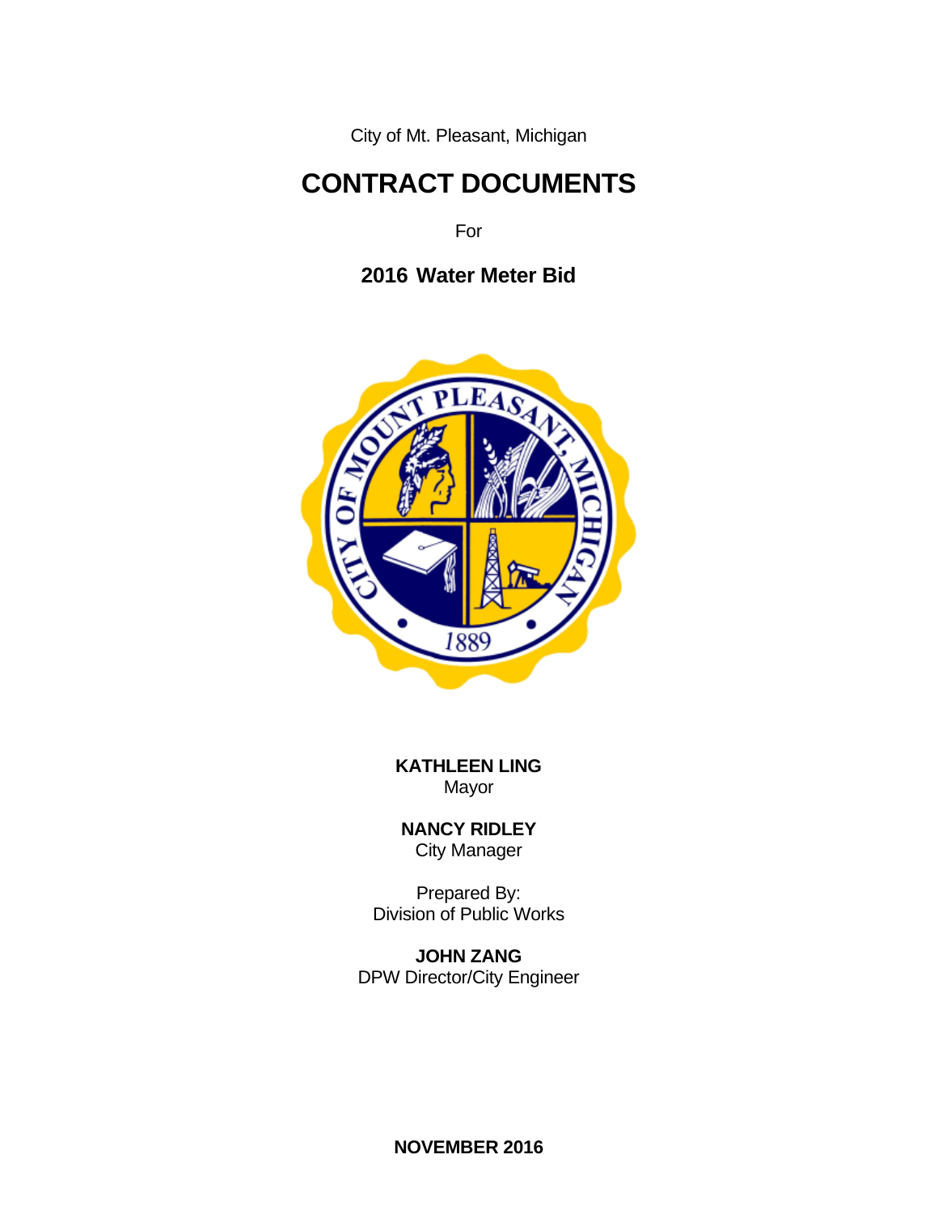City of Mt. Pleasant, Michigan

# CONTRACT DOCUMENTS

For

## 2016 Water Meter Bid

**KATHLEEN LING**
Mayor

**NANCY RIDLEY**
City Manager

Prepared By:
Division of Public Works

**JOHN ZANG**
DPW Director/City Engineer

**NOVEMBER 2016**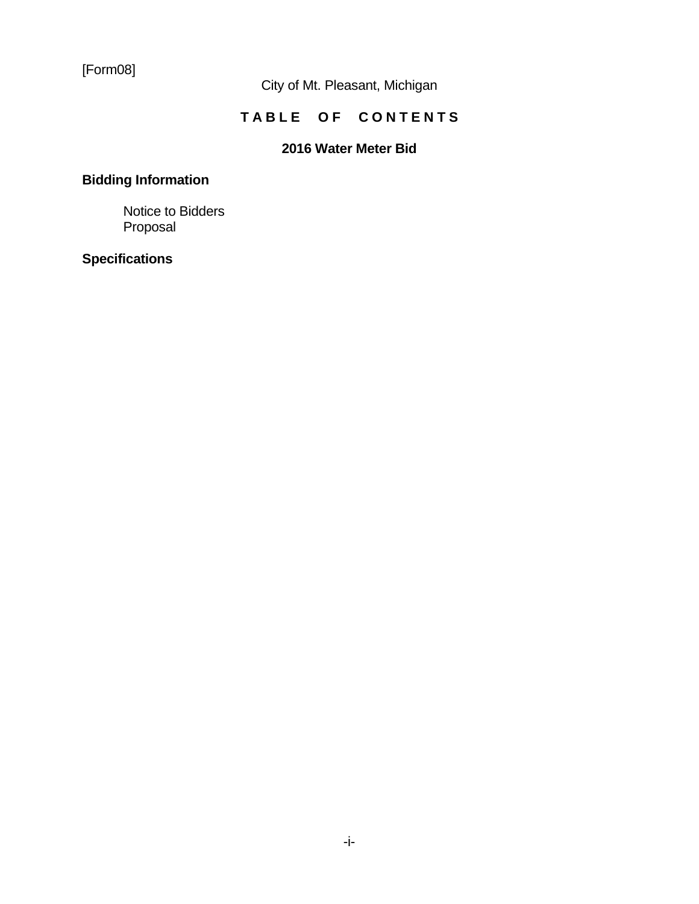[Form08]

City of Mt. Pleasant, Michigan

# T A B L E   O F   C O N T E N T S

## 2016 Water Meter Bid

### Bidding Information

Notice to Bidders
Proposal

### Specifications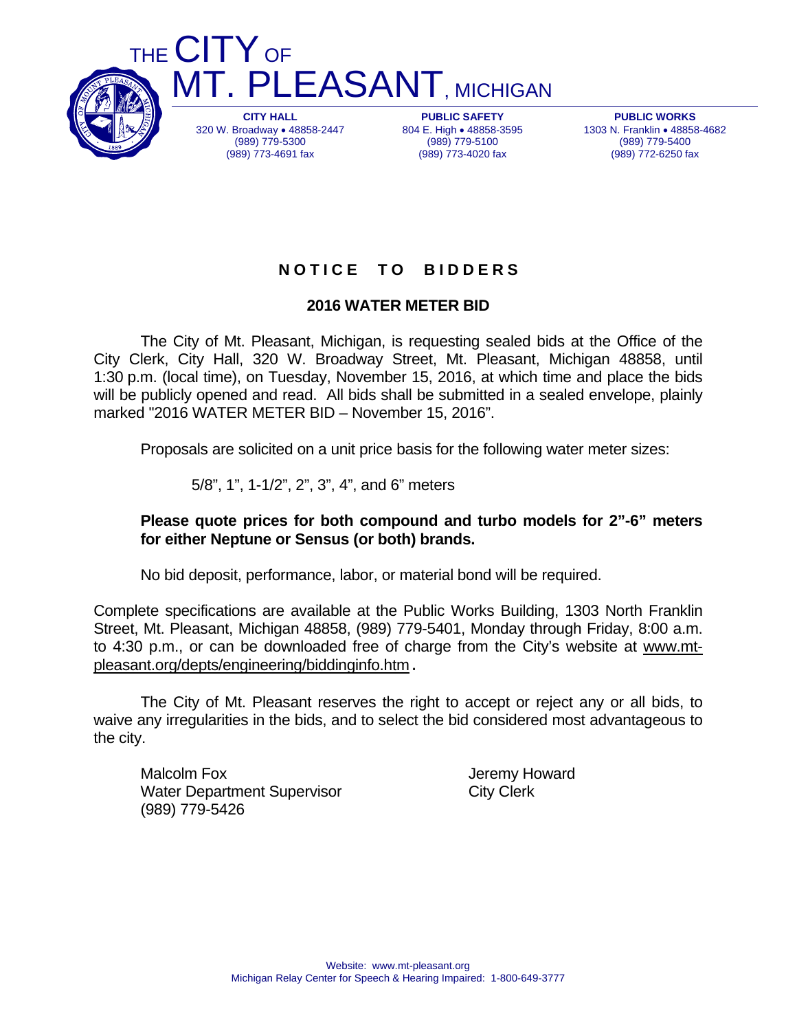# THE CITY OF MT. PLEASANT, MICHIGAN

**CITY HALL**
320 W. Broadway • 48858-2447
(989) 779-5300
(989) 773-4691 fax

**PUBLIC SAFETY**
804 E. High • 48858-3595
(989) 779-5100
(989) 773-4020 fax

**PUBLIC WORKS**
1303 N. Franklin • 48858-4682
(989) 779-5400
(989) 772-6250 fax

## NOTICE TO BIDDERS

### 2016 WATER METER BID

The City of Mt. Pleasant, Michigan, is requesting sealed bids at the Office of the City Clerk, City Hall, 320 W. Broadway Street, Mt. Pleasant, Michigan 48858, until 1:30 p.m. (local time), on Tuesday, November 15, 2016, at which time and place the bids will be publicly opened and read. All bids shall be submitted in a sealed envelope, plainly marked "2016 WATER METER BID – November 15, 2016".

Proposals are solicited on a unit price basis for the following water meter sizes:

5/8", 1", 1-1/2", 2", 3", 4", and 6" meters

**Please quote prices for both compound and turbo models for 2"-6" meters for either Neptune or Sensus (or both) brands.**

No bid deposit, performance, labor, or material bond will be required.

Complete specifications are available at the Public Works Building, 1303 North Franklin Street, Mt. Pleasant, Michigan 48858, (989) 779-5401, Monday through Friday, 8:00 a.m. to 4:30 p.m., or can be downloaded free of charge from the City's website at www.mt-pleasant.org/depts/engineering/biddinginfo.htm.

The City of Mt. Pleasant reserves the right to accept or reject any or all bids, to waive any irregularities in the bids, and to select the bid considered most advantageous to the city.

Malcolm Fox
Water Department Supervisor
(989) 779-5426

Jeremy Howard
City Clerk

Website: www.mt-pleasant.org
Michigan Relay Center for Speech & Hearing Impaired: 1-800-649-3777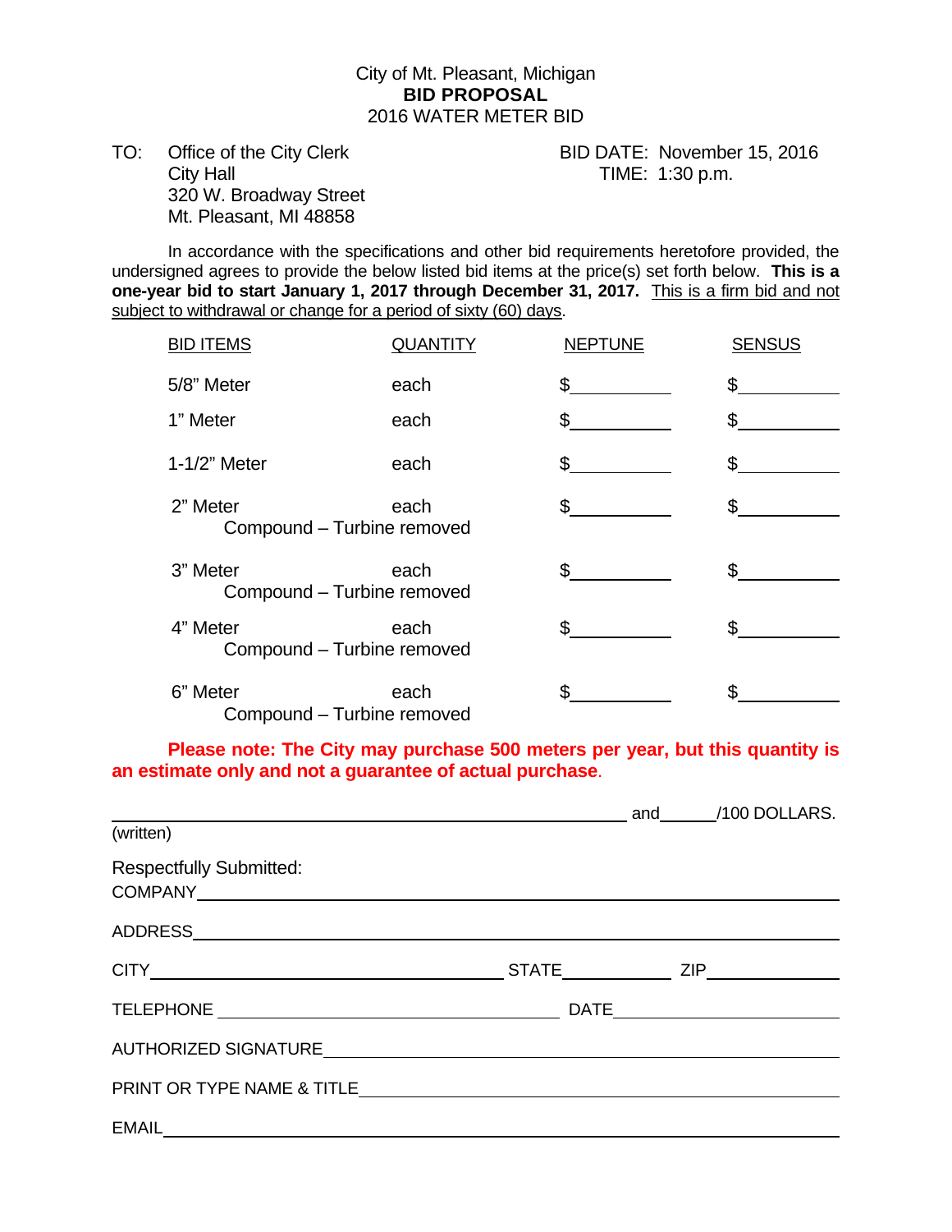City of Mt. Pleasant, Michigan
**BID PROPOSAL**
2016 WATER METER BID

TO: Office of the City Clerk
City Hall
320 W. Broadway Street
Mt. Pleasant, MI 48858

BID DATE: November 15, 2016
TIME: 1:30 p.m.

In accordance with the specifications and other bid requirements heretofore provided, the undersigned agrees to provide the below listed bid items at the price(s) set forth below. **This is a one-year bid to start January 1, 2017 through December 31, 2017.** This is a firm bid and not subject to withdrawal or change for a period of sixty (60) days.

| BID ITEMS | QUANTITY | NEPTUNE | SENSUS |
|---|---|---|---|
| 5/8" Meter | each | $\_\_\_\_\_\_\_\_\_\_ | $\_\_\_\_\_\_\_\_\_\_ |
| 1" Meter | each | $\_\_\_\_\_\_\_\_\_\_ | $\_\_\_\_\_\_\_\_\_\_ |
| 1-1/2" Meter | each | $\_\_\_\_\_\_\_\_\_\_ | $\_\_\_\_\_\_\_\_\_\_ |
| 2" Meter Compound – Turbine removed | each | $\_\_\_\_\_\_\_\_\_\_ | $\_\_\_\_\_\_\_\_\_\_ |
| 3" Meter Compound – Turbine removed | each | $\_\_\_\_\_\_\_\_\_\_ | $\_\_\_\_\_\_\_\_\_\_ |
| 4" Meter Compound – Turbine removed | each | $\_\_\_\_\_\_\_\_\_\_ | $\_\_\_\_\_\_\_\_\_\_ |
| 6" Meter Compound – Turbine removed | each | $\_\_\_\_\_\_\_\_\_\_ | $\_\_\_\_\_\_\_\_\_\_ |

**Please note: The City may purchase 500 meters per year, but this quantity is an estimate only and not a guarantee of actual purchase.**

\_\_\_\_\_\_\_\_\_\_\_\_\_\_\_\_\_\_\_\_\_\_\_\_\_\_\_\_\_\_\_\_\_\_\_\_\_\_\_\_\_\_\_\_\_\_ and\_\_\_\_\_\_/100 DOLLARS.
(written)

Respectfully Submitted:

COMPANY\_\_\_\_\_\_\_\_\_\_\_\_\_\_\_\_\_\_\_\_\_\_\_\_\_\_\_\_\_\_\_\_\_\_\_\_\_\_\_\_\_\_\_\_\_\_\_\_\_\_

ADDRESS\_\_\_\_\_\_\_\_\_\_\_\_\_\_\_\_\_\_\_\_\_\_\_\_\_\_\_\_\_\_\_\_\_\_\_\_\_\_\_\_\_\_\_\_\_\_\_\_\_\_

CITY\_\_\_\_\_\_\_\_\_\_\_\_\_\_\_\_\_\_\_\_\_\_\_\_\_\_\_\_ STATE\_\_\_\_\_\_\_\_\_\_ ZIP\_\_\_\_\_\_\_\_\_\_\_\_

TELEPHONE \_\_\_\_\_\_\_\_\_\_\_\_\_\_\_\_\_\_\_\_\_\_\_\_\_\_\_\_\_\_ DATE\_\_\_\_\_\_\_\_\_\_\_\_\_\_\_\_\_\_\_\_

AUTHORIZED SIGNATURE\_\_\_\_\_\_\_\_\_\_\_\_\_\_\_\_\_\_\_\_\_\_\_\_\_\_\_\_\_\_\_\_\_\_\_\_\_\_\_\_\_\_

PRINT OR TYPE NAME & TITLE\_\_\_\_\_\_\_\_\_\_\_\_\_\_\_\_\_\_\_\_\_\_\_\_\_\_\_\_\_\_\_\_\_\_\_\_\_\_

EMAIL\_\_\_\_\_\_\_\_\_\_\_\_\_\_\_\_\_\_\_\_\_\_\_\_\_\_\_\_\_\_\_\_\_\_\_\_\_\_\_\_\_\_\_\_\_\_\_\_\_\_\_\_\_\_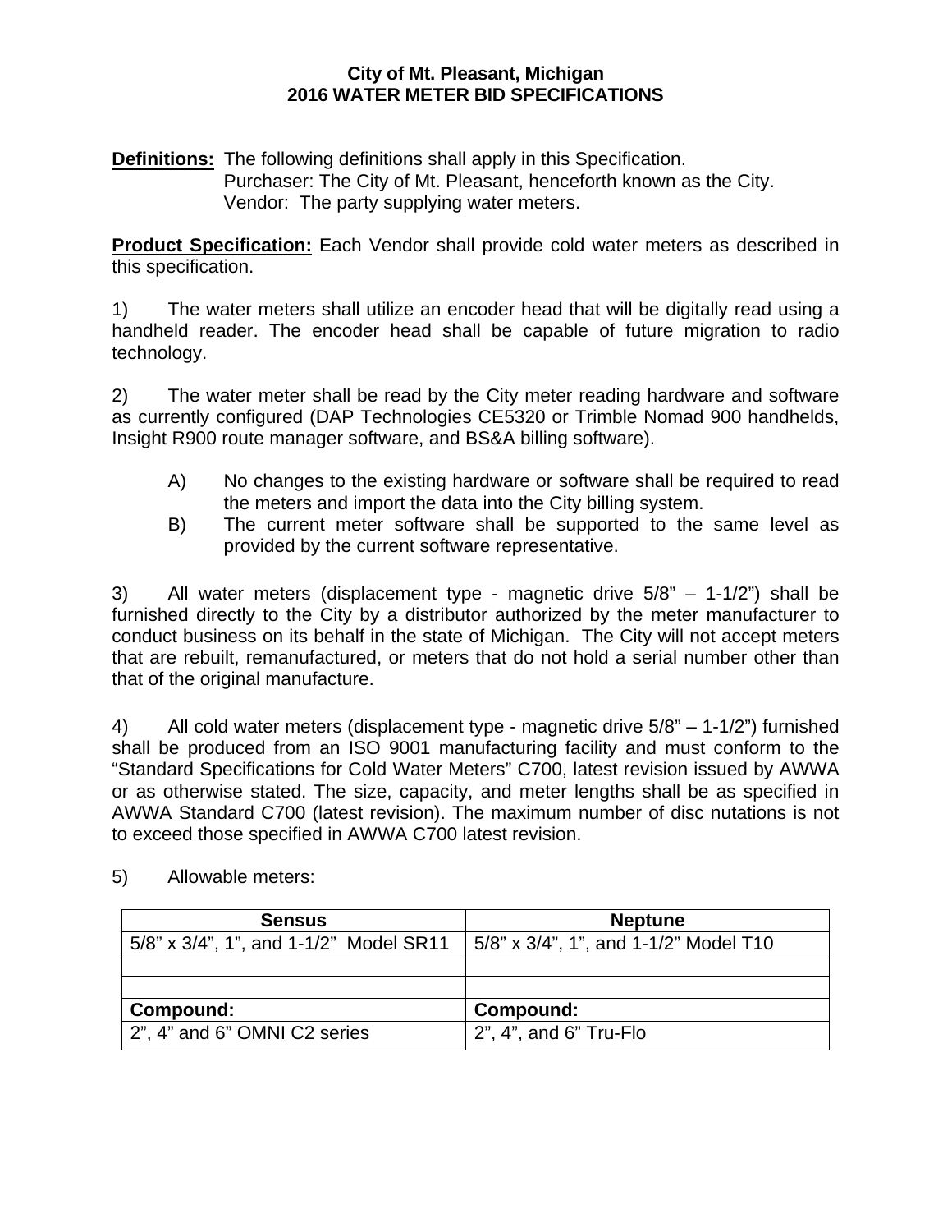**City of Mt. Pleasant, Michigan**
**2016 WATER METER BID SPECIFICATIONS**

**Definitions:** The following definitions shall apply in this Specification.
Purchaser: The City of Mt. Pleasant, henceforth known as the City.
Vendor: The party supplying water meters.

**Product Specification:** Each Vendor shall provide cold water meters as described in this specification.

1) The water meters shall utilize an encoder head that will be digitally read using a handheld reader. The encoder head shall be capable of future migration to radio technology.

2) The water meter shall be read by the City meter reading hardware and software as currently configured (DAP Technologies CE5320 or Trimble Nomad 900 handhelds, Insight R900 route manager software, and BS&A billing software).

   A) No changes to the existing hardware or software shall be required to read the meters and import the data into the City billing system.
   B) The current meter software shall be supported to the same level as provided by the current software representative.

3) All water meters (displacement type - magnetic drive 5/8" – 1-1/2") shall be furnished directly to the City by a distributor authorized by the meter manufacturer to conduct business on its behalf in the state of Michigan. The City will not accept meters that are rebuilt, remanufactured, or meters that do not hold a serial number other than that of the original manufacture.

4) All cold water meters (displacement type - magnetic drive 5/8" – 1-1/2") furnished shall be produced from an ISO 9001 manufacturing facility and must conform to the "Standard Specifications for Cold Water Meters" C700, latest revision issued by AWWA or as otherwise stated. The size, capacity, and meter lengths shall be as specified in AWWA Standard C700 (latest revision). The maximum number of disc nutations is not to exceed those specified in AWWA C700 latest revision.

5) Allowable meters:

| Sensus | Neptune |
|---|---|
| 5/8" x 3/4", 1", and 1-1/2" Model SR11 | 5/8" x 3/4", 1", and 1-1/2" Model T10 |
| | |
| | |
| **Compound:** | **Compound:** |
| 2", 4" and 6" OMNI C2 series | 2", 4", and 6" Tru-Flo |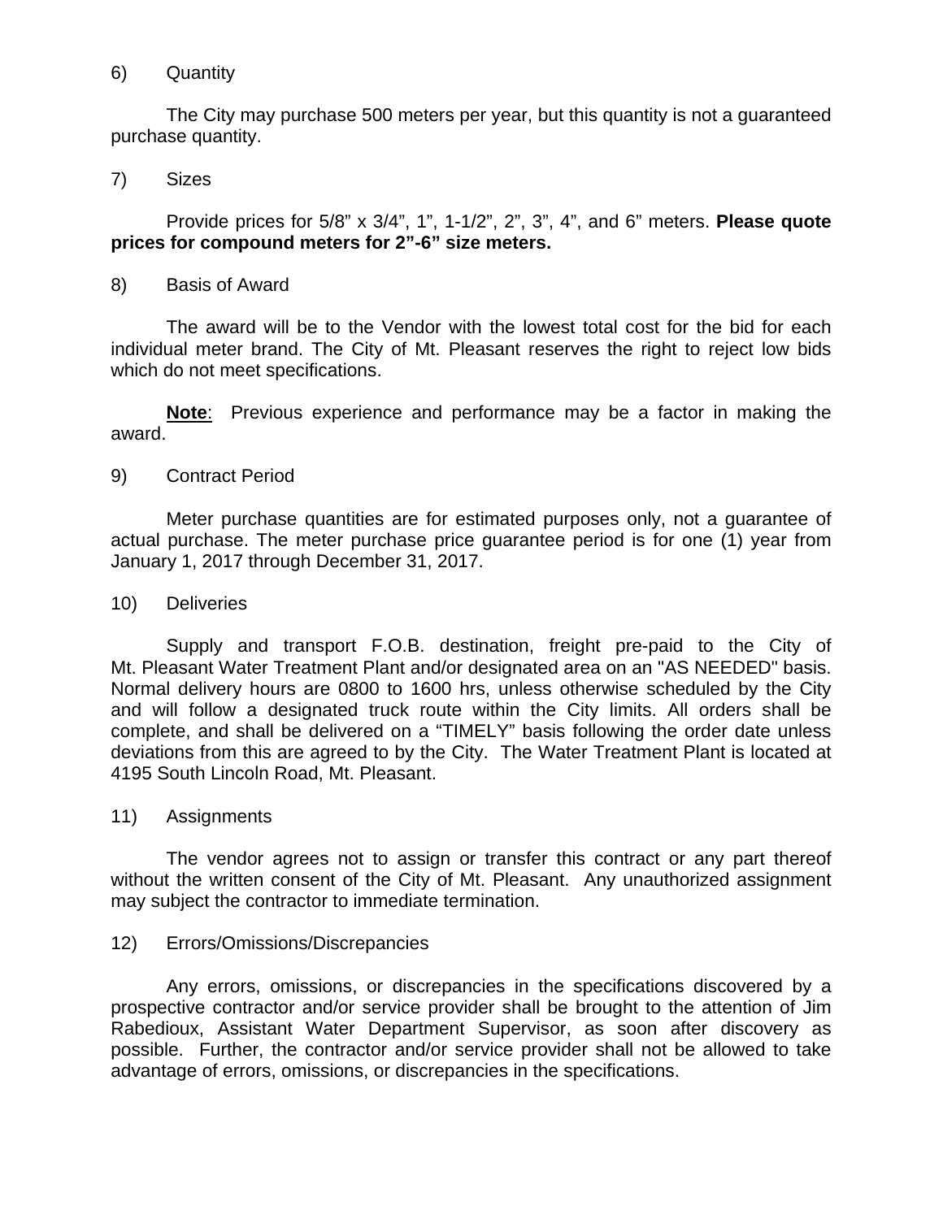6) Quantity

The City may purchase 500 meters per year, but this quantity is not a guaranteed purchase quantity.

7) Sizes

Provide prices for 5/8" x 3/4", 1", 1-1/2", 2", 3", 4", and 6" meters. **Please quote prices for compound meters for 2"-6" size meters.**

8) Basis of Award

The award will be to the Vendor with the lowest total cost for the bid for each individual meter brand. The City of Mt. Pleasant reserves the right to reject low bids which do not meet specifications.

**Note**: Previous experience and performance may be a factor in making the award.

9) Contract Period

Meter purchase quantities are for estimated purposes only, not a guarantee of actual purchase. The meter purchase price guarantee period is for one (1) year from January 1, 2017 through December 31, 2017.

10) Deliveries

Supply and transport F.O.B. destination, freight pre-paid to the City of Mt. Pleasant Water Treatment Plant and/or designated area on an "AS NEEDED" basis. Normal delivery hours are 0800 to 1600 hrs, unless otherwise scheduled by the City and will follow a designated truck route within the City limits. All orders shall be complete, and shall be delivered on a "TIMELY" basis following the order date unless deviations from this are agreed to by the City. The Water Treatment Plant is located at 4195 South Lincoln Road, Mt. Pleasant.

11) Assignments

The vendor agrees not to assign or transfer this contract or any part thereof without the written consent of the City of Mt. Pleasant. Any unauthorized assignment may subject the contractor to immediate termination.

12) Errors/Omissions/Discrepancies

Any errors, omissions, or discrepancies in the specifications discovered by a prospective contractor and/or service provider shall be brought to the attention of Jim Rabedioux, Assistant Water Department Supervisor, as soon after discovery as possible. Further, the contractor and/or service provider shall not be allowed to take advantage of errors, omissions, or discrepancies in the specifications.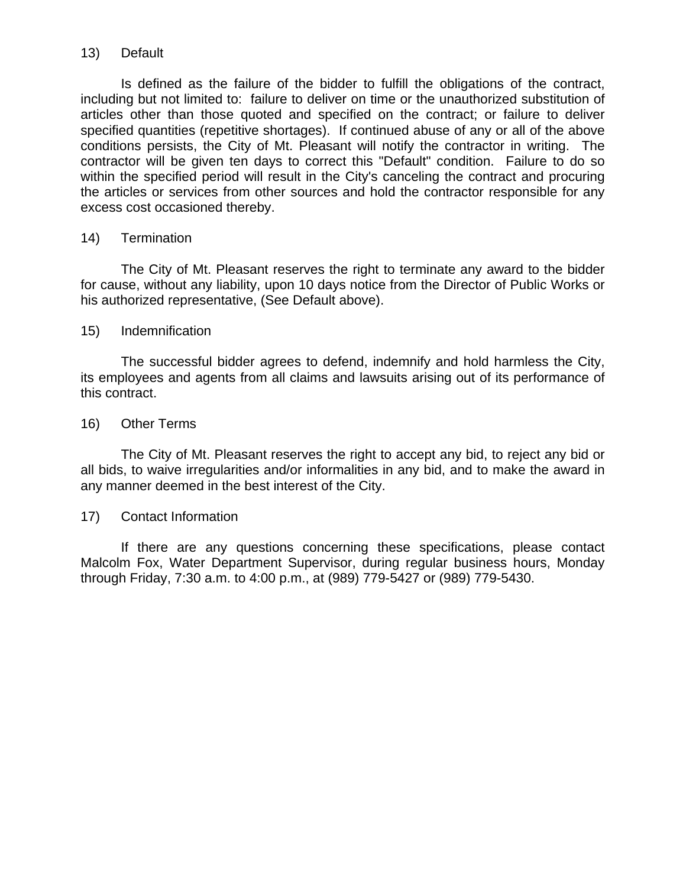13) Default

Is defined as the failure of the bidder to fulfill the obligations of the contract, including but not limited to: failure to deliver on time or the unauthorized substitution of articles other than those quoted and specified on the contract; or failure to deliver specified quantities (repetitive shortages). If continued abuse of any or all of the above conditions persists, the City of Mt. Pleasant will notify the contractor in writing. The contractor will be given ten days to correct this "Default" condition. Failure to do so within the specified period will result in the City's canceling the contract and procuring the articles or services from other sources and hold the contractor responsible for any excess cost occasioned thereby.

14) Termination

The City of Mt. Pleasant reserves the right to terminate any award to the bidder for cause, without any liability, upon 10 days notice from the Director of Public Works or his authorized representative, (See Default above).

15) Indemnification

The successful bidder agrees to defend, indemnify and hold harmless the City, its employees and agents from all claims and lawsuits arising out of its performance of this contract.

16) Other Terms

The City of Mt. Pleasant reserves the right to accept any bid, to reject any bid or all bids, to waive irregularities and/or informalities in any bid, and to make the award in any manner deemed in the best interest of the City.

17) Contact Information

If there are any questions concerning these specifications, please contact Malcolm Fox, Water Department Supervisor, during regular business hours, Monday through Friday, 7:30 a.m. to 4:00 p.m., at (989) 779-5427 or (989) 779-5430.